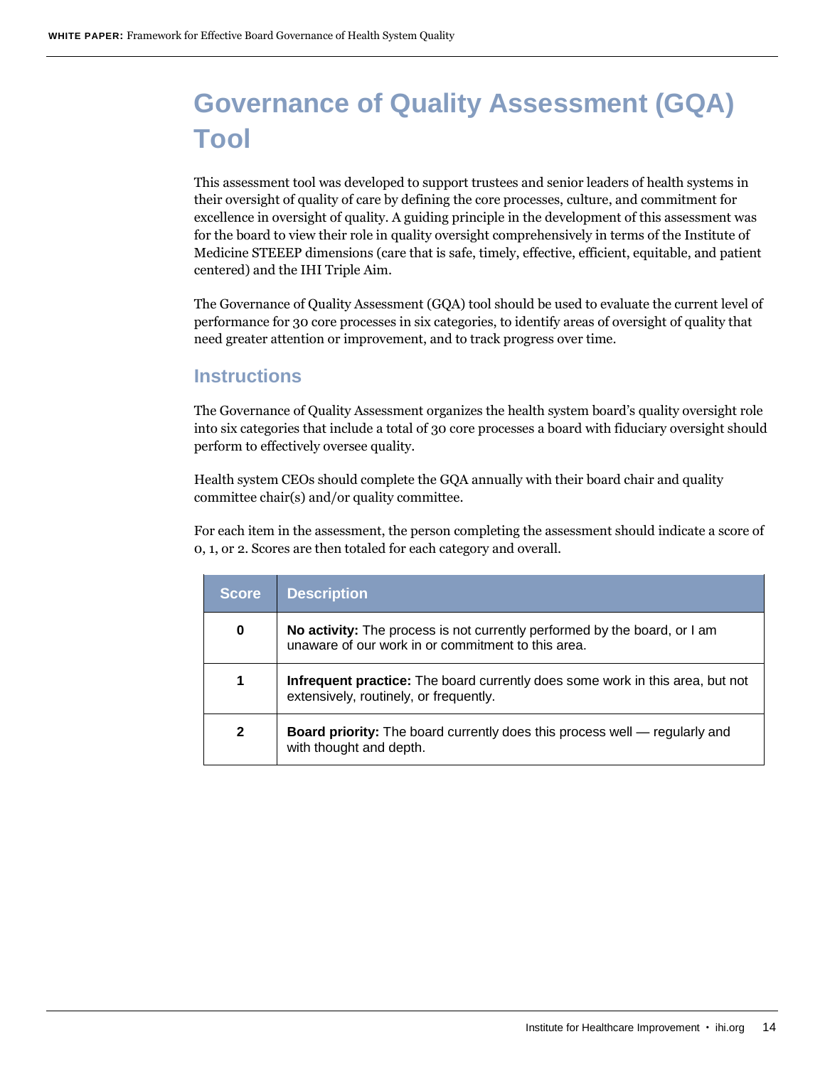# Governance of Quality Assessment (GQA) Tool

This assessment tool was developed to support trustees and senior leaders of health systems in their oversight of quality of care by defining the core processes, culture, and commitment for excellence in oversight of quality. A guiding principle in the development of this assessment was for the board to view their role in quality oversight comprehensively in terms of the Institute of Medicine STEEEP dimensions (care that is safe, timely, effective, efficient, equitable, and patient centered) and the IHI Triple Aim.

The Governance of Quality Assessment (GQA) tool should be used to evaluate the current level of performance for 30 core processes in six categories, to identify areas of oversight of quality that need greater attention or improvement, and to track progress over time.

## Instructions

The Governance of Quality Assessment organizes the health system board's quality oversight role into six categories that include a total of 30 core processes a board with fiduciary oversight should perform to effectively oversee quality.

Health system CEOs should complete the GQA annually with their board chair and quality committee chair(s) and/or quality committee.

For each item in the assessment, the person completing the assessment should indicate a score of 0, 1, or 2. Scores are then totaled for each category and overall.

| Score | Description |
|---|---|
| **0** | **No activity:** The process is not currently performed by the board, or I am unaware of our work in or commitment to this area. |
| **1** | **Infrequent practice:** The board currently does some work in this area, but not extensively, routinely, or frequently. |
| **2** | **Board priority:** The board currently does this process well — regularly and with thought and depth. |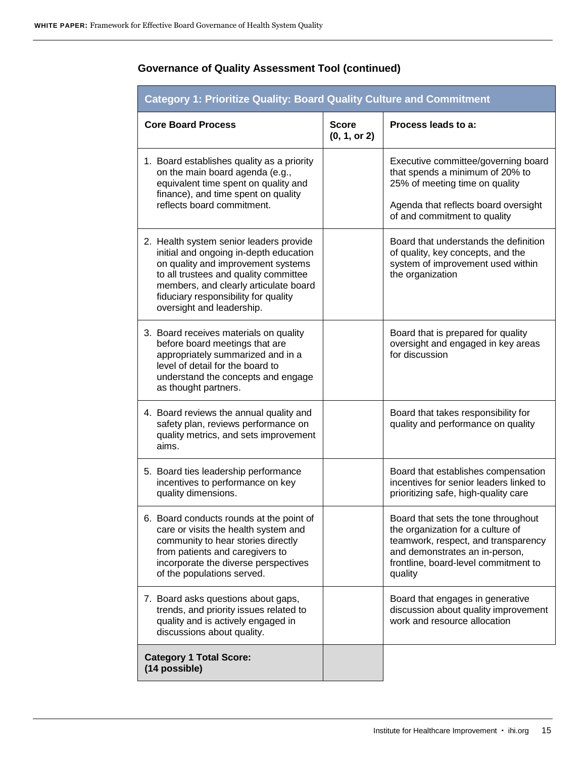## Governance of Quality Assessment Tool (continued)

| Category 1: Prioritize Quality: Board Quality Culture and Commitment | | |
|---|---|---|
| **Core Board Process** | **Score (0, 1, or 2)** | **Process leads to a:** |
| 1. Board establishes quality as a priority on the main board agenda (e.g., equivalent time spent on quality and finance), and time spent on quality reflects board commitment. | | Executive committee/governing board that spends a minimum of 20% to 25% of meeting time on quality<br><br>Agenda that reflects board oversight of and commitment to quality |
| 2. Health system senior leaders provide initial and ongoing in-depth education on quality and improvement systems to all trustees and quality committee members, and clearly articulate board fiduciary responsibility for quality oversight and leadership. | | Board that understands the definition of quality, key concepts, and the system of improvement used within the organization |
| 3. Board receives materials on quality before board meetings that are appropriately summarized and in a level of detail for the board to understand the concepts and engage as thought partners. | | Board that is prepared for quality oversight and engaged in key areas for discussion |
| 4. Board reviews the annual quality and safety plan, reviews performance on quality metrics, and sets improvement aims. | | Board that takes responsibility for quality and performance on quality |
| 5. Board ties leadership performance incentives to performance on key quality dimensions. | | Board that establishes compensation incentives for senior leaders linked to prioritizing safe, high-quality care |
| 6. Board conducts rounds at the point of care or visits the health system and community to hear stories directly from patients and caregivers to incorporate the diverse perspectives of the populations served. | | Board that sets the tone throughout the organization for a culture of teamwork, respect, and transparency and demonstrates an in-person, frontline, board-level commitment to quality |
| 7. Board asks questions about gaps, trends, and priority issues related to quality and is actively engaged in discussions about quality. | | Board that engages in generative discussion about quality improvement work and resource allocation |
| **Category 1 Total Score: (14 possible)** | | |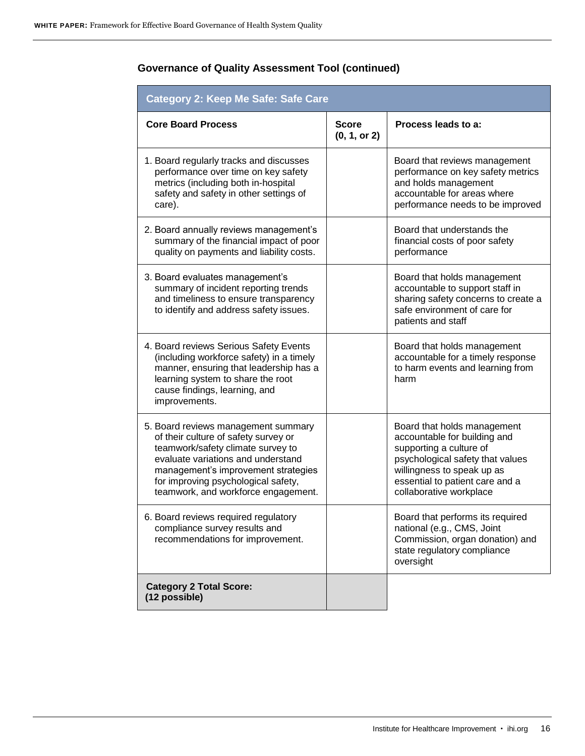## Governance of Quality Assessment Tool (continued)

| Category 2: Keep Me Safe: Safe Care | | |
|---|---|---|
| **Core Board Process** | **Score (0, 1, or 2)** | **Process leads to a:** |
| 1. Board regularly tracks and discusses performance over time on key safety metrics (including both in-hospital safety and safety in other settings of care). | | Board that reviews management performance on key safety metrics and holds management accountable for areas where performance needs to be improved |
| 2. Board annually reviews management's summary of the financial impact of poor quality on payments and liability costs. | | Board that understands the financial costs of poor safety performance |
| 3. Board evaluates management's summary of incident reporting trends and timeliness to ensure transparency to identify and address safety issues. | | Board that holds management accountable to support staff in sharing safety concerns to create a safe environment of care for patients and staff |
| 4. Board reviews Serious Safety Events (including workforce safety) in a timely manner, ensuring that leadership has a learning system to share the root cause findings, learning, and improvements. | | Board that holds management accountable for a timely response to harm events and learning from harm |
| 5. Board reviews management summary of their culture of safety survey or teamwork/safety climate survey to evaluate variations and understand management's improvement strategies for improving psychological safety, teamwork, and workforce engagement. | | Board that holds management accountable for building and supporting a culture of psychological safety that values willingness to speak up as essential to patient care and a collaborative workplace |
| 6. Board reviews required regulatory compliance survey results and recommendations for improvement. | | Board that performs its required national (e.g., CMS, Joint Commission, organ donation) and state regulatory compliance oversight |
| **Category 2 Total Score: (12 possible)** | | |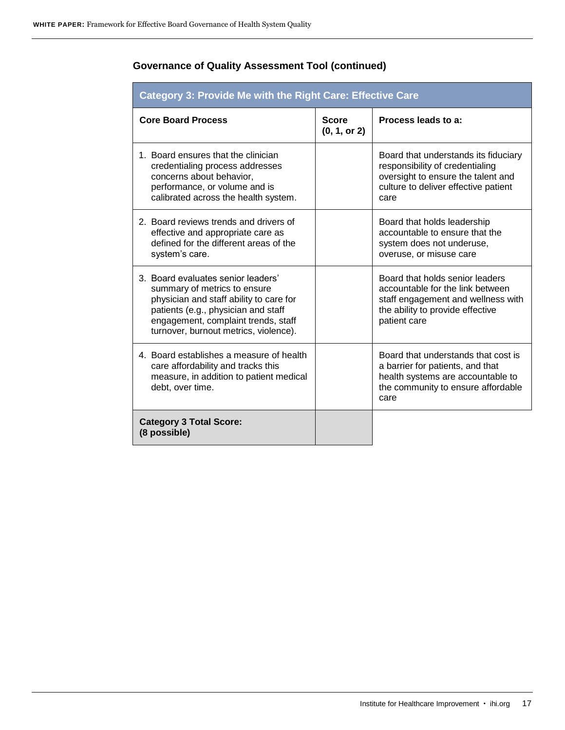## Governance of Quality Assessment Tool (continued)

| Category 3: Provide Me with the Right Care: Effective Care | | |
|---|---|---|
| **Core Board Process** | **Score (0, 1, or 2)** | **Process leads to a:** |
| 1. Board ensures that the clinician credentialing process addresses concerns about behavior, performance, or volume and is calibrated across the health system. | | Board that understands its fiduciary responsibility of credentialing oversight to ensure the talent and culture to deliver effective patient care |
| 2. Board reviews trends and drivers of effective and appropriate care as defined for the different areas of the system's care. | | Board that holds leadership accountable to ensure that the system does not underuse, overuse, or misuse care |
| 3. Board evaluates senior leaders' summary of metrics to ensure physician and staff ability to care for patients (e.g., physician and staff engagement, complaint trends, staff turnover, burnout metrics, violence). | | Board that holds senior leaders accountable for the link between staff engagement and wellness with the ability to provide effective patient care |
| 4. Board establishes a measure of health care affordability and tracks this measure, in addition to patient medical debt, over time. | | Board that understands that cost is a barrier for patients, and that health systems are accountable to the community to ensure affordable care |
| **Category 3 Total Score: (8 possible)** | | |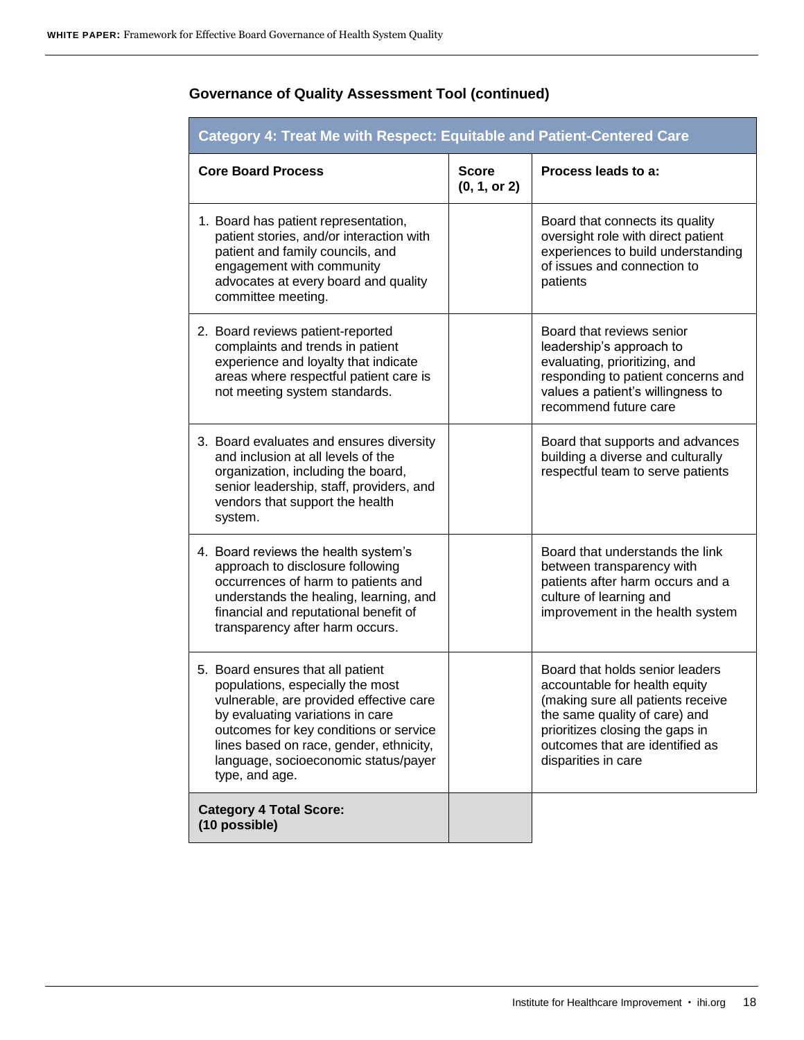### Governance of Quality Assessment Tool (continued)

| Category 4: Treat Me with Respect: Equitable and Patient-Centered Care | | |
|---|---|---|
| **Core Board Process** | **Score (0, 1, or 2)** | **Process leads to a:** |
| 1. Board has patient representation, patient stories, and/or interaction with patient and family councils, and engagement with community advocates at every board and quality committee meeting. | | Board that connects its quality oversight role with direct patient experiences to build understanding of issues and connection to patients |
| 2. Board reviews patient-reported complaints and trends in patient experience and loyalty that indicate areas where respectful patient care is not meeting system standards. | | Board that reviews senior leadership's approach to evaluating, prioritizing, and responding to patient concerns and values a patient's willingness to recommend future care |
| 3. Board evaluates and ensures diversity and inclusion at all levels of the organization, including the board, senior leadership, staff, providers, and vendors that support the health system. | | Board that supports and advances building a diverse and culturally respectful team to serve patients |
| 4. Board reviews the health system's approach to disclosure following occurrences of harm to patients and understands the healing, learning, and financial and reputational benefit of transparency after harm occurs. | | Board that understands the link between transparency with patients after harm occurs and a culture of learning and improvement in the health system |
| 5. Board ensures that all patient populations, especially the most vulnerable, are provided effective care by evaluating variations in care outcomes for key conditions or service lines based on race, gender, ethnicity, language, socioeconomic status/payer type, and age. | | Board that holds senior leaders accountable for health equity (making sure all patients receive the same quality of care) and prioritizes closing the gaps in outcomes that are identified as disparities in care |
| **Category 4 Total Score: (10 possible)** | | |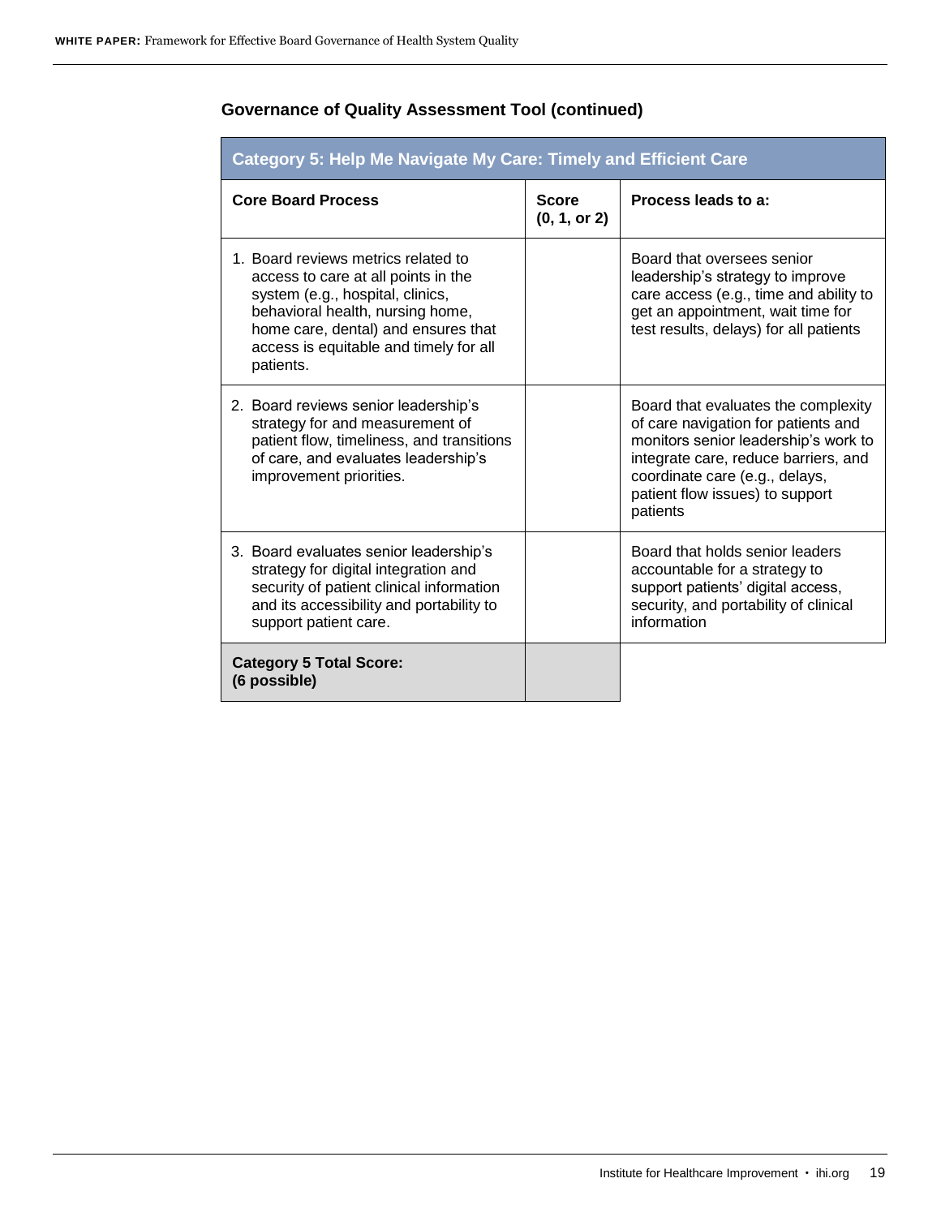### Governance of Quality Assessment Tool (continued)

| Category 5: Help Me Navigate My Care: Timely and Efficient Care | | |
|---|---|---|
| **Core Board Process** | **Score (0, 1, or 2)** | **Process leads to a:** |
| 1. Board reviews metrics related to access to care at all points in the system (e.g., hospital, clinics, behavioral health, nursing home, home care, dental) and ensures that access is equitable and timely for all patients. | | Board that oversees senior leadership's strategy to improve care access (e.g., time and ability to get an appointment, wait time for test results, delays) for all patients |
| 2. Board reviews senior leadership's strategy for and measurement of patient flow, timeliness, and transitions of care, and evaluates leadership's improvement priorities. | | Board that evaluates the complexity of care navigation for patients and monitors senior leadership's work to integrate care, reduce barriers, and coordinate care (e.g., delays, patient flow issues) to support patients |
| 3. Board evaluates senior leadership's strategy for digital integration and security of patient clinical information and its accessibility and portability to support patient care. | | Board that holds senior leaders accountable for a strategy to support patients' digital access, security, and portability of clinical information |
| **Category 5 Total Score: (6 possible)** | | |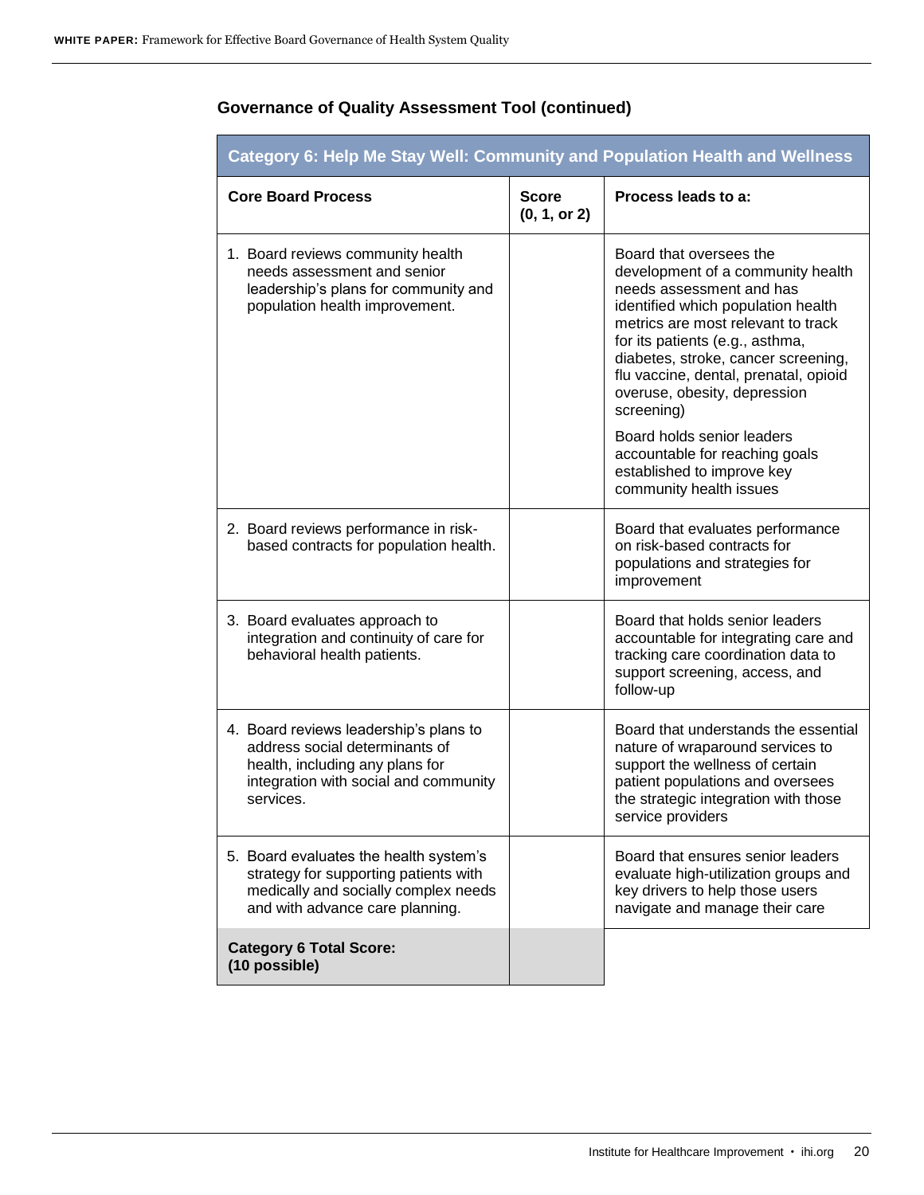**Governance of Quality Assessment Tool (continued)**

| Category 6: Help Me Stay Well: Community and Population Health and Wellness | | |
|---|---|---|
| **Core Board Process** | **Score (0, 1, or 2)** | **Process leads to a:** |
| 1. Board reviews community health needs assessment and senior leadership's plans for community and population health improvement. | | Board that oversees the development of a community health needs assessment and has identified which population health metrics are most relevant to track for its patients (e.g., asthma, diabetes, stroke, cancer screening, flu vaccine, dental, prenatal, opioid overuse, obesity, depression screening)<br><br>Board holds senior leaders accountable for reaching goals established to improve key community health issues |
| 2. Board reviews performance in risk-based contracts for population health. | | Board that evaluates performance on risk-based contracts for populations and strategies for improvement |
| 3. Board evaluates approach to integration and continuity of care for behavioral health patients. | | Board that holds senior leaders accountable for integrating care and tracking care coordination data to support screening, access, and follow-up |
| 4. Board reviews leadership's plans to address social determinants of health, including any plans for integration with social and community services. | | Board that understands the essential nature of wraparound services to support the wellness of certain patient populations and oversees the strategic integration with those service providers |
| 5. Board evaluates the health system's strategy for supporting patients with medically and socially complex needs and with advance care planning. | | Board that ensures senior leaders evaluate high-utilization groups and key drivers to help those users navigate and manage their care |
| **Category 6 Total Score: (10 possible)** | | |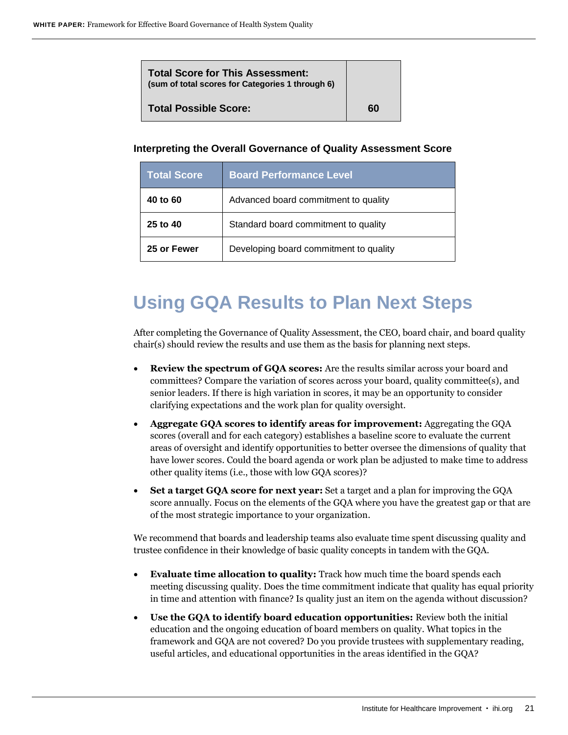| | |
|---|---|
| **Total Score for This Assessment:** **(sum of total scores for Categories 1 through 6)** | |
| **Total Possible Score:** | **60** |

#### Interpreting the Overall Governance of Quality Assessment Score

| Total Score | Board Performance Level |
|---|---|
| **40 to 60** | Advanced board commitment to quality |
| **25 to 40** | Standard board commitment to quality |
| **25 or Fewer** | Developing board commitment to quality |

# Using GQA Results to Plan Next Steps

After completing the Governance of Quality Assessment, the CEO, board chair, and board quality chair(s) should review the results and use them as the basis for planning next steps.

- **Review the spectrum of GQA scores:** Are the results similar across your board and committees? Compare the variation of scores across your board, quality committee(s), and senior leaders. If there is high variation in scores, it may be an opportunity to consider clarifying expectations and the work plan for quality oversight.
- **Aggregate GQA scores to identify areas for improvement:** Aggregating the GQA scores (overall and for each category) establishes a baseline score to evaluate the current areas of oversight and identify opportunities to better oversee the dimensions of quality that have lower scores. Could the board agenda or work plan be adjusted to make time to address other quality items (i.e., those with low GQA scores)?
- **Set a target GQA score for next year:** Set a target and a plan for improving the GQA score annually. Focus on the elements of the GQA where you have the greatest gap or that are of the most strategic importance to your organization.

We recommend that boards and leadership teams also evaluate time spent discussing quality and trustee confidence in their knowledge of basic quality concepts in tandem with the GQA.

- **Evaluate time allocation to quality:** Track how much time the board spends each meeting discussing quality. Does the time commitment indicate that quality has equal priority in time and attention with finance? Is quality just an item on the agenda without discussion?
- **Use the GQA to identify board education opportunities:** Review both the initial education and the ongoing education of board members on quality. What topics in the framework and GQA are not covered? Do you provide trustees with supplementary reading, useful articles, and educational opportunities in the areas identified in the GQA?